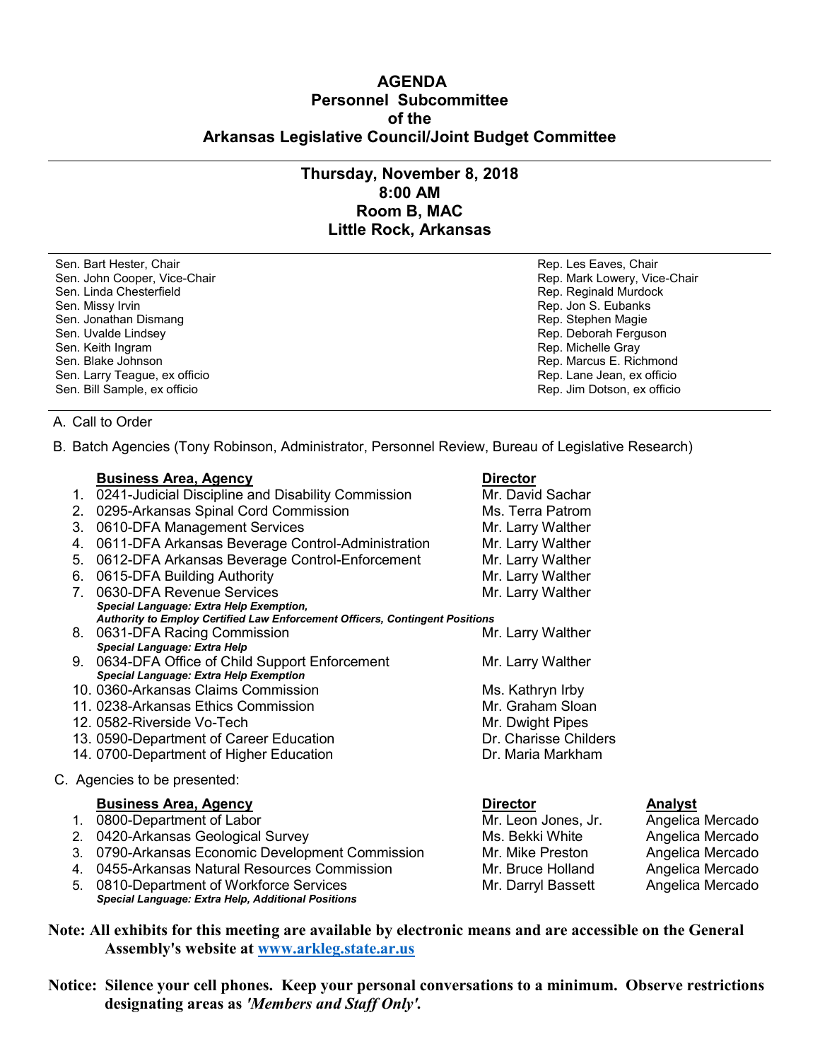# AGENDA
## Personnel Subcommittee
## of the
## Arkansas Legislative Council/Joint Budget Committee

---

### Thursday, November 8, 2018
### 8:00 AM
### Room B, MAC
### Little Rock, Arkansas

---

| | |
|---|---|
| Sen. Bart Hester, Chair | Rep. Les Eaves, Chair |
| Sen. John Cooper, Vice-Chair | Rep. Mark Lowery, Vice-Chair |
| Sen. Linda Chesterfield | Rep. Reginald Murdock |
| Sen. Missy Irvin | Rep. Jon S. Eubanks |
| Sen. Jonathan Dismang | Rep. Stephen Magie |
| Sen. Uvalde Lindsey | Rep. Deborah Ferguson |
| Sen. Keith Ingram | Rep. Michelle Gray |
| Sen. Blake Johnson | Rep. Marcus E. Richmond |
| Sen. Larry Teague, ex officio | Rep. Lane Jean, ex officio |
| Sen. Bill Sample, ex officio | Rep. Jim Dotson, ex officio |

---

A. Call to Order

B. Batch Agencies (Tony Robinson, Administrator, Personnel Review, Bureau of Legislative Research)

| | Business Area, Agency | Director |
|---|---|---|
| 1. | 0241-Judicial Discipline and Disability Commission | Mr. David Sachar |
| 2. | 0295-Arkansas Spinal Cord Commission | Ms. Terra Patrom |
| 3. | 0610-DFA Management Services | Mr. Larry Walther |
| 4. | 0611-DFA Arkansas Beverage Control-Administration | Mr. Larry Walther |
| 5. | 0612-DFA Arkansas Beverage Control-Enforcement | Mr. Larry Walther |
| 6. | 0615-DFA Building Authority | Mr. Larry Walther |
| 7. | 0630-DFA Revenue Services<br>***Special Language: Extra Help Exemption, Authority to Employ Certified Law Enforcement Officers, Contingent Positions*** | Mr. Larry Walther |
| 8. | 0631-DFA Racing Commission<br>***Special Language: Extra Help*** | Mr. Larry Walther |
| 9. | 0634-DFA Office of Child Support Enforcement<br>***Special Language: Extra Help Exemption*** | Mr. Larry Walther |
| 10. | 0360-Arkansas Claims Commission | Ms. Kathryn Irby |
| 11. | 0238-Arkansas Ethics Commission | Mr. Graham Sloan |
| 12. | 0582-Riverside Vo-Tech | Mr. Dwight Pipes |
| 13. | 0590-Department of Career Education | Dr. Charisse Childers |
| 14. | 0700-Department of Higher Education | Dr. Maria Markham |

C. Agencies to be presented:

| | Business Area, Agency | Director | Analyst |
|---|---|---|---|
| 1. | 0800-Department of Labor | Mr. Leon Jones, Jr. | Angelica Mercado |
| 2. | 0420-Arkansas Geological Survey | Ms. Bekki White | Angelica Mercado |
| 3. | 0790-Arkansas Economic Development Commission | Mr. Mike Preston | Angelica Mercado |
| 4. | 0455-Arkansas Natural Resources Commission | Mr. Bruce Holland | Angelica Mercado |
| 5. | 0810-Department of Workforce Services<br>***Special Language: Extra Help, Additional Positions*** | Mr. Darryl Bassett | Angelica Mercado |

**Note: All exhibits for this meeting are available by electronic means and are accessible on the General Assembly's website at [www.arkleg.state.ar.us](http://www.arkleg.state.ar.us)**

**Notice: Silence your cell phones. Keep your personal conversations to a minimum. Observe restrictions designating areas as *'Members and Staff Only'*.**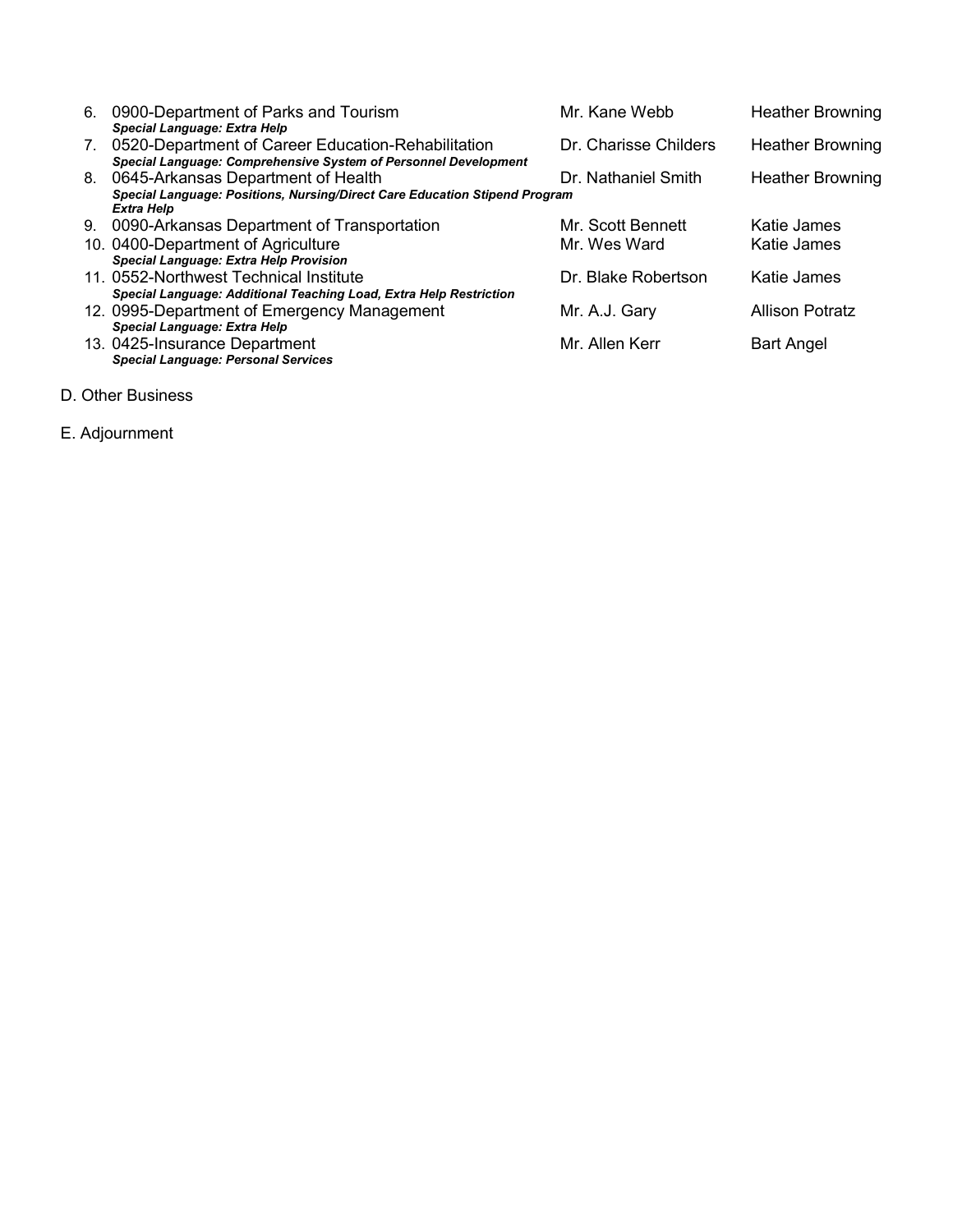6. 0900-Department of Parks and Tourism — Mr. Kane Webb — Heather Browning
   ***Special Language: Extra Help***
7. 0520-Department of Career Education-Rehabilitation — Dr. Charisse Childers — Heather Browning
   ***Special Language: Comprehensive System of Personnel Development***
8. 0645-Arkansas Department of Health — Dr. Nathaniel Smith — Heather Browning
   ***Special Language: Positions, Nursing/Direct Care Education Stipend Program Extra Help***
9. 0090-Arkansas Department of Transportation — Mr. Scott Bennett — Katie James
10. 0400-Department of Agriculture — Mr. Wes Ward — Katie James
    ***Special Language: Extra Help Provision***
11. 0552-Northwest Technical Institute — Dr. Blake Robertson — Katie James
    ***Special Language: Additional Teaching Load, Extra Help Restriction***
12. 0995-Department of Emergency Management — Mr. A.J. Gary — Allison Potratz
    ***Special Language: Extra Help***
13. 0425-Insurance Department — Mr. Allen Kerr — Bart Angel
    ***Special Language: Personal Services***

D. Other Business

E. Adjournment